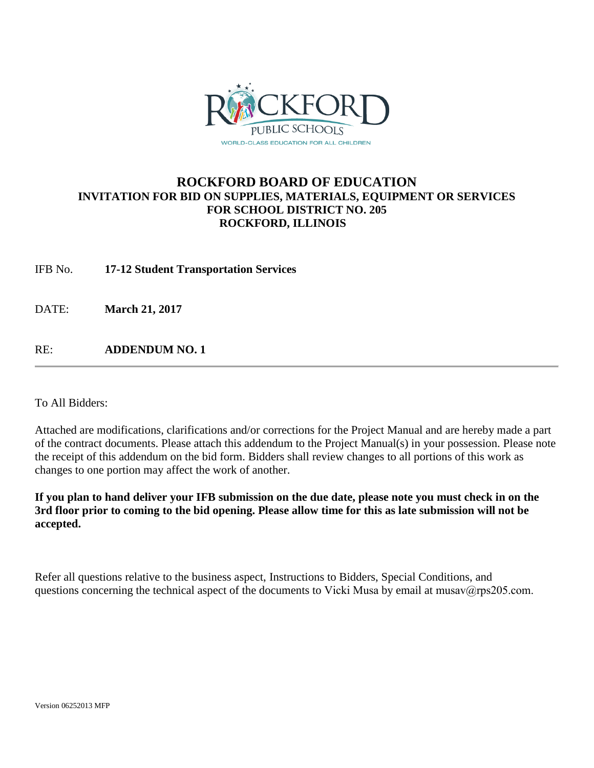# ROCKFORD BOARD OF EDUCATION

## INVITATION FOR BID ON SUPPLIES, MATERIALS, EQUIPMENT OR SERVICES FOR SCHOOL DISTRICT NO. 205 ROCKFORD, ILLINOIS

IFB No. **17-12 Student Transportation Services**

DATE: **March 21, 2017**

RE: **ADDENDUM NO. 1**

---

To All Bidders:

Attached are modifications, clarifications and/or corrections for the Project Manual and are hereby made a part of the contract documents. Please attach this addendum to the Project Manual(s) in your possession. Please note the receipt of this addendum on the bid form. Bidders shall review changes to all portions of this work as changes to one portion may affect the work of another.

**If you plan to hand deliver your IFB submission on the due date, please note you must check in on the 3rd floor prior to coming to the bid opening. Please allow time for this as late submission will not be accepted.**

Refer all questions relative to the business aspect, Instructions to Bidders, Special Conditions, and questions concerning the technical aspect of the documents to Vicki Musa by email at musav@rps205.com.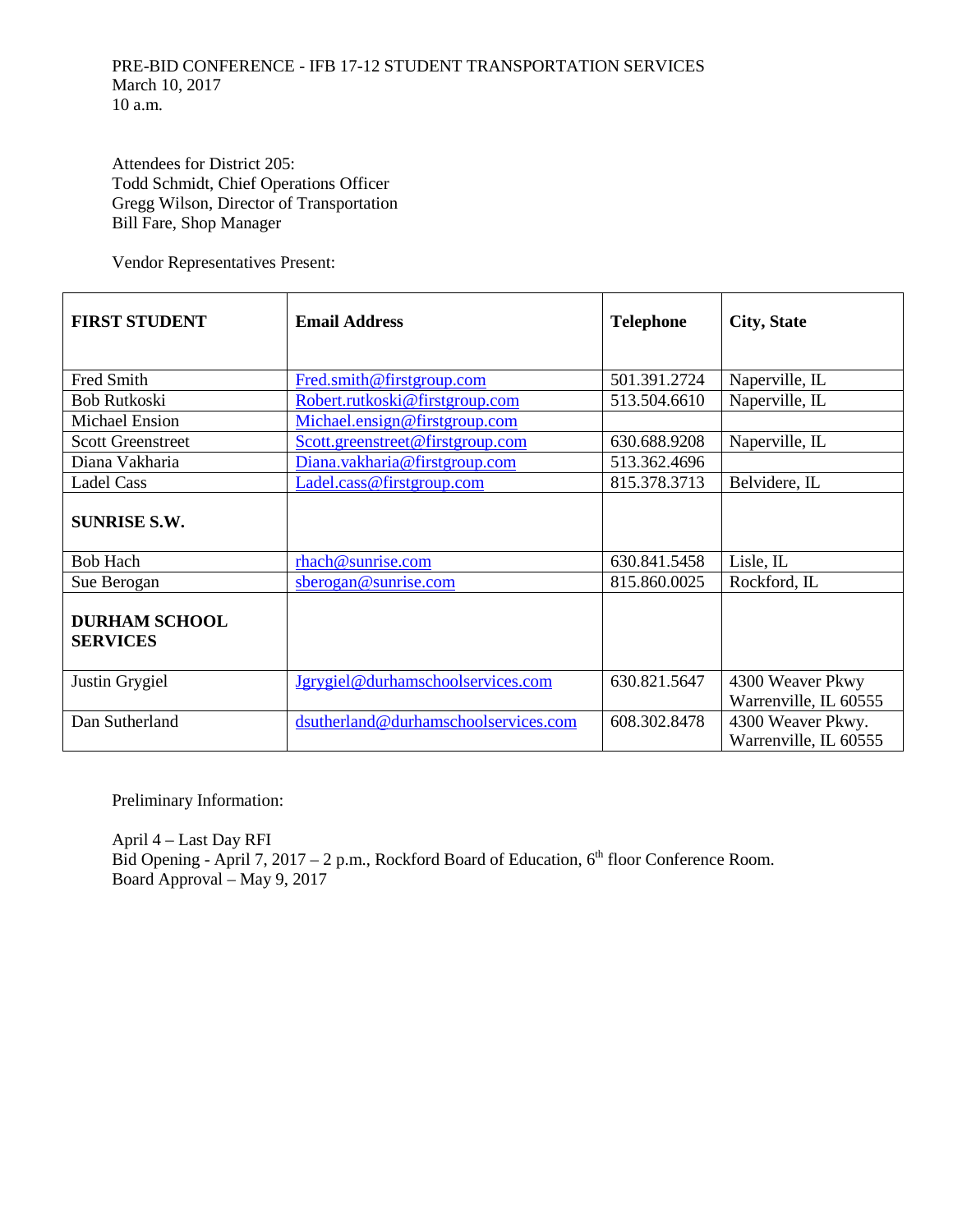PRE-BID CONFERENCE - IFB 17-12 STUDENT TRANSPORTATION SERVICES
March 10, 2017
10 a.m.

Attendees for District 205:
Todd Schmidt, Chief Operations Officer
Gregg Wilson, Director of Transportation
Bill Fare, Shop Manager

Vendor Representatives Present:

| **FIRST STUDENT** | **Email Address** | **Telephone** | **City, State** |
|---|---|---|---|
| Fred Smith | Fred.smith@firstgroup.com | 501.391.2724 | Naperville, IL |
| Bob Rutkoski | Robert.rutkoski@firstgroup.com | 513.504.6610 | Naperville, IL |
| Michael Ension | Michael.ensign@firstgroup.com | | |
| Scott Greenstreet | Scott.greenstreet@firstgroup.com | 630.688.9208 | Naperville, IL |
| Diana Vakharia | Diana.vakharia@firstgroup.com | 513.362.4696 | |
| Ladel Cass | Ladel.cass@firstgroup.com | 815.378.3713 | Belvidere, IL |
| **SUNRISE S.W.** | | | |
| Bob Hach | rhach@sunrise.com | 630.841.5458 | Lisle, IL |
| Sue Berogan | sberogan@sunrise.com | 815.860.0025 | Rockford, IL |
| **DURHAM SCHOOL SERVICES** | | | |
| Justin Grygiel | Jgrygiel@durhamschoolservices.com | 630.821.5647 | 4300 Weaver Pkwy Warrenville, IL 60555 |
| Dan Sutherland | dsutherland@durhamschoolservices.com | 608.302.8478 | 4300 Weaver Pkwy. Warrenville, IL 60555 |

Preliminary Information:

April 4 – Last Day RFI
Bid Opening - April 7, 2017 – 2 p.m., Rockford Board of Education, 6th floor Conference Room.
Board Approval – May 9, 2017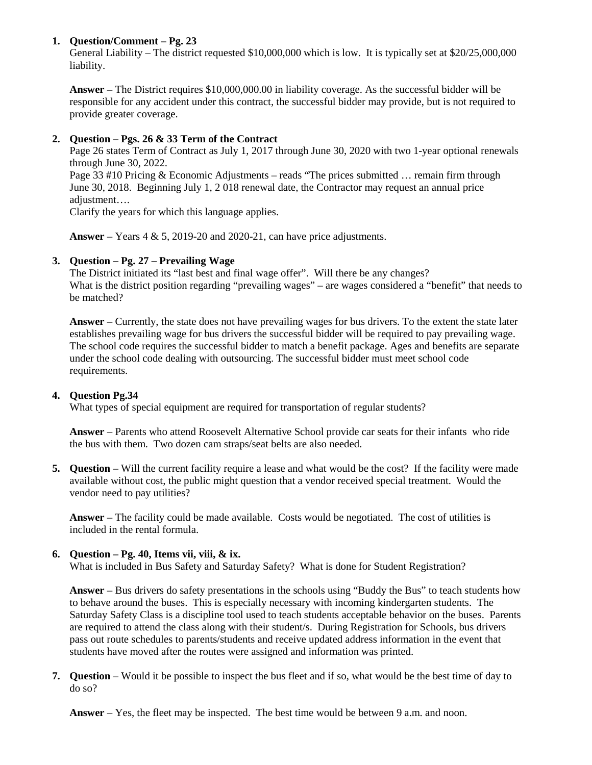1. **Question/Comment – Pg. 23**
   General Liability – The district requested $10,000,000 which is low. It is typically set at $20/25,000,000 liability.

   **Answer** – The District requires $10,000,000.00 in liability coverage. As the successful bidder will be responsible for any accident under this contract, the successful bidder may provide, but is not required to provide greater coverage.

2. **Question – Pgs. 26 & 33 Term of the Contract**
   Page 26 states Term of Contract as July 1, 2017 through June 30, 2020 with two 1-year optional renewals through June 30, 2022.
   Page 33 #10 Pricing & Economic Adjustments – reads "The prices submitted … remain firm through June 30, 2018. Beginning July 1, 2 018 renewal date, the Contractor may request an annual price adjustment….
   Clarify the years for which this language applies.

   **Answer** – Years 4 & 5, 2019-20 and 2020-21, can have price adjustments.

3. **Question – Pg. 27 – Prevailing Wage**
   The District initiated its "last best and final wage offer". Will there be any changes?
   What is the district position regarding "prevailing wages" – are wages considered a "benefit" that needs to be matched?

   **Answer** – Currently, the state does not have prevailing wages for bus drivers. To the extent the state later establishes prevailing wage for bus drivers the successful bidder will be required to pay prevailing wage. The school code requires the successful bidder to match a benefit package. Ages and benefits are separate under the school code dealing with outsourcing. The successful bidder must meet school code requirements.

4. **Question Pg.34**
   What types of special equipment are required for transportation of regular students?

   **Answer** – Parents who attend Roosevelt Alternative School provide car seats for their infants who ride the bus with them. Two dozen cam straps/seat belts are also needed.

5. **Question** – Will the current facility require a lease and what would be the cost? If the facility were made available without cost, the public might question that a vendor received special treatment. Would the vendor need to pay utilities?

   **Answer** – The facility could be made available. Costs would be negotiated. The cost of utilities is included in the rental formula.

6. **Question – Pg. 40, Items vii, viii, & ix.**
   What is included in Bus Safety and Saturday Safety? What is done for Student Registration?

   **Answer** – Bus drivers do safety presentations in the schools using "Buddy the Bus" to teach students how to behave around the buses. This is especially necessary with incoming kindergarten students. The Saturday Safety Class is a discipline tool used to teach students acceptable behavior on the buses. Parents are required to attend the class along with their student/s. During Registration for Schools, bus drivers pass out route schedules to parents/students and receive updated address information in the event that students have moved after the routes were assigned and information was printed.

7. **Question** – Would it be possible to inspect the bus fleet and if so, what would be the best time of day to do so?

   **Answer** – Yes, the fleet may be inspected. The best time would be between 9 a.m. and noon.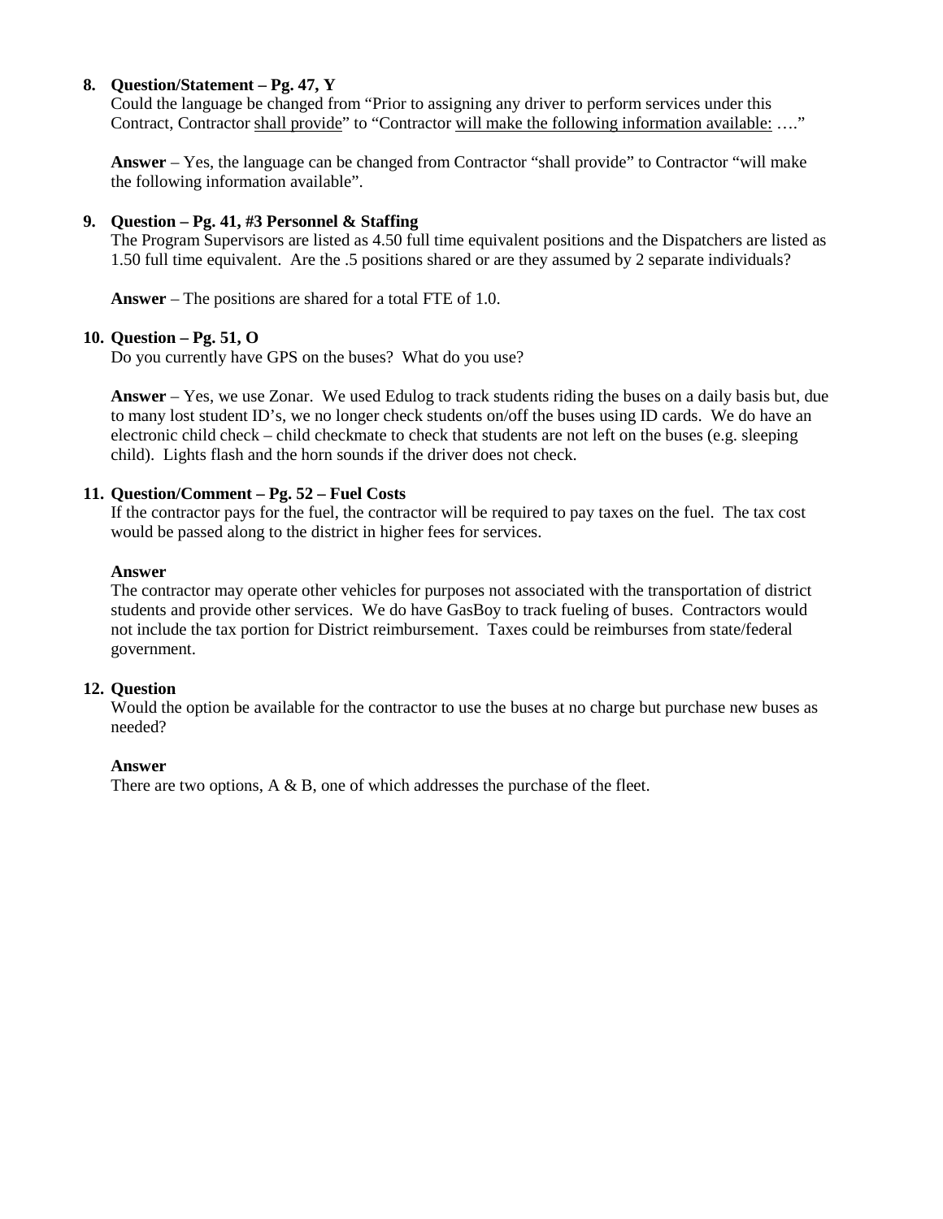8. **Question/Statement – Pg. 47, Y**

   Could the language be changed from "Prior to assigning any driver to perform services under this Contract, Contractor <u>shall provide</u>" to "Contractor <u>will make the following information available:</u> …."

   **Answer** – Yes, the language can be changed from Contractor "shall provide" to Contractor "will make the following information available".

9. **Question – Pg. 41, #3 Personnel & Staffing**

   The Program Supervisors are listed as 4.50 full time equivalent positions and the Dispatchers are listed as 1.50 full time equivalent. Are the .5 positions shared or are they assumed by 2 separate individuals?

   **Answer** – The positions are shared for a total FTE of 1.0.

10. **Question – Pg. 51, O**

    Do you currently have GPS on the buses? What do you use?

    **Answer** – Yes, we use Zonar. We used Edulog to track students riding the buses on a daily basis but, due to many lost student ID's, we no longer check students on/off the buses using ID cards. We do have an electronic child check – child checkmate to check that students are not left on the buses (e.g. sleeping child). Lights flash and the horn sounds if the driver does not check.

11. **Question/Comment – Pg. 52 – Fuel Costs**

    If the contractor pays for the fuel, the contractor will be required to pay taxes on the fuel. The tax cost would be passed along to the district in higher fees for services.

    **Answer**

    The contractor may operate other vehicles for purposes not associated with the transportation of district students and provide other services. We do have GasBoy to track fueling of buses. Contractors would not include the tax portion for District reimbursement. Taxes could be reimburses from state/federal government.

12. **Question**

    Would the option be available for the contractor to use the buses at no charge but purchase new buses as needed?

    **Answer**

    There are two options, A & B, one of which addresses the purchase of the fleet.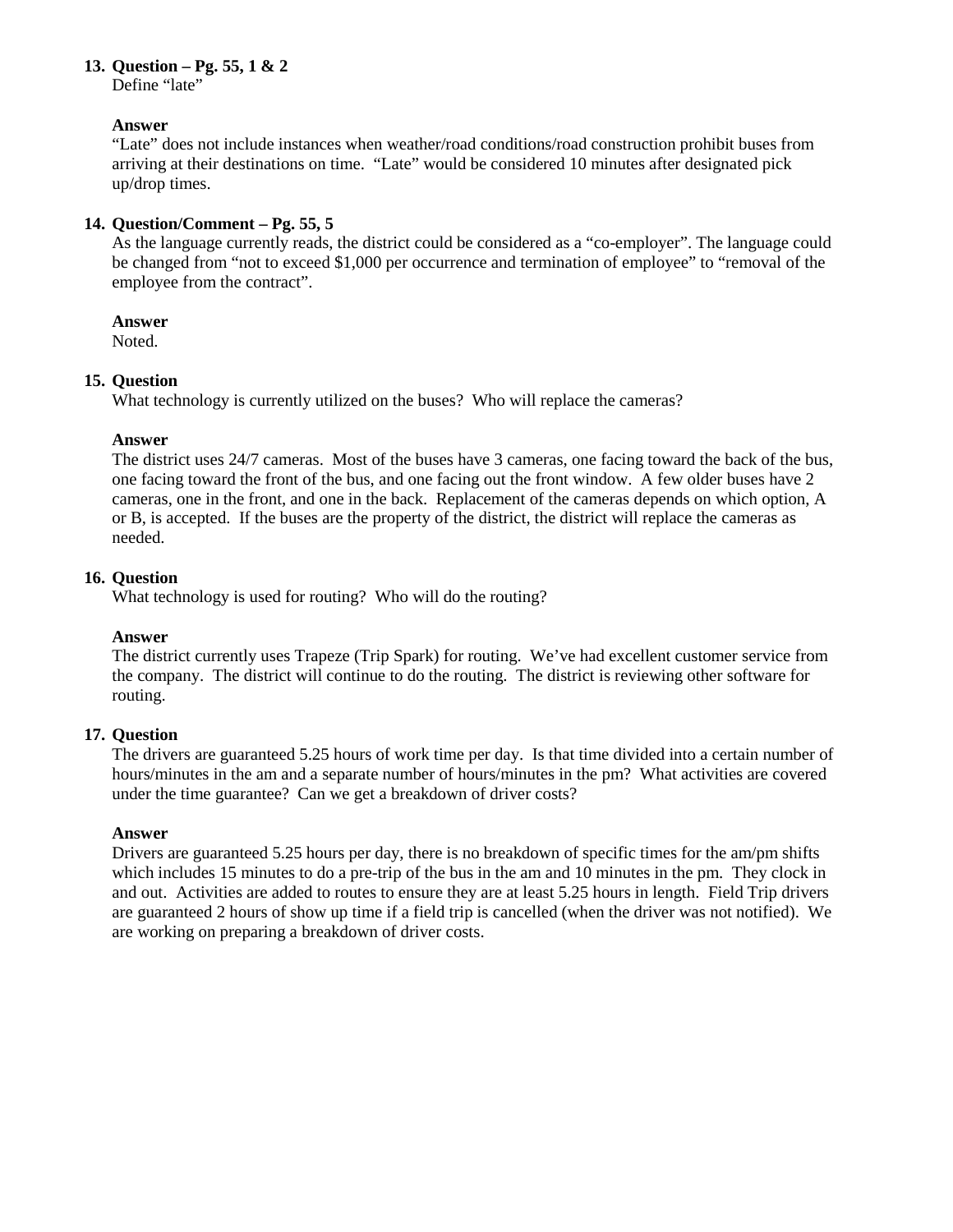13. **Question – Pg. 55, 1 & 2**
    Define "late"

    **Answer**
    "Late" does not include instances when weather/road conditions/road construction prohibit buses from arriving at their destinations on time. "Late" would be considered 10 minutes after designated pick up/drop times.

14. **Question/Comment – Pg. 55, 5**
    As the language currently reads, the district could be considered as a "co-employer". The language could be changed from "not to exceed $1,000 per occurrence and termination of employee" to "removal of the employee from the contract".

    **Answer**
    Noted.

15. **Question**
    What technology is currently utilized on the buses? Who will replace the cameras?

    **Answer**
    The district uses 24/7 cameras. Most of the buses have 3 cameras, one facing toward the back of the bus, one facing toward the front of the bus, and one facing out the front window. A few older buses have 2 cameras, one in the front, and one in the back. Replacement of the cameras depends on which option, A or B, is accepted. If the buses are the property of the district, the district will replace the cameras as needed.

16. **Question**
    What technology is used for routing? Who will do the routing?

    **Answer**
    The district currently uses Trapeze (Trip Spark) for routing. We've had excellent customer service from the company. The district will continue to do the routing. The district is reviewing other software for routing.

17. **Question**
    The drivers are guaranteed 5.25 hours of work time per day. Is that time divided into a certain number of hours/minutes in the am and a separate number of hours/minutes in the pm? What activities are covered under the time guarantee? Can we get a breakdown of driver costs?

    **Answer**
    Drivers are guaranteed 5.25 hours per day, there is no breakdown of specific times for the am/pm shifts which includes 15 minutes to do a pre-trip of the bus in the am and 10 minutes in the pm. They clock in and out. Activities are added to routes to ensure they are at least 5.25 hours in length. Field Trip drivers are guaranteed 2 hours of show up time if a field trip is cancelled (when the driver was not notified). We are working on preparing a breakdown of driver costs.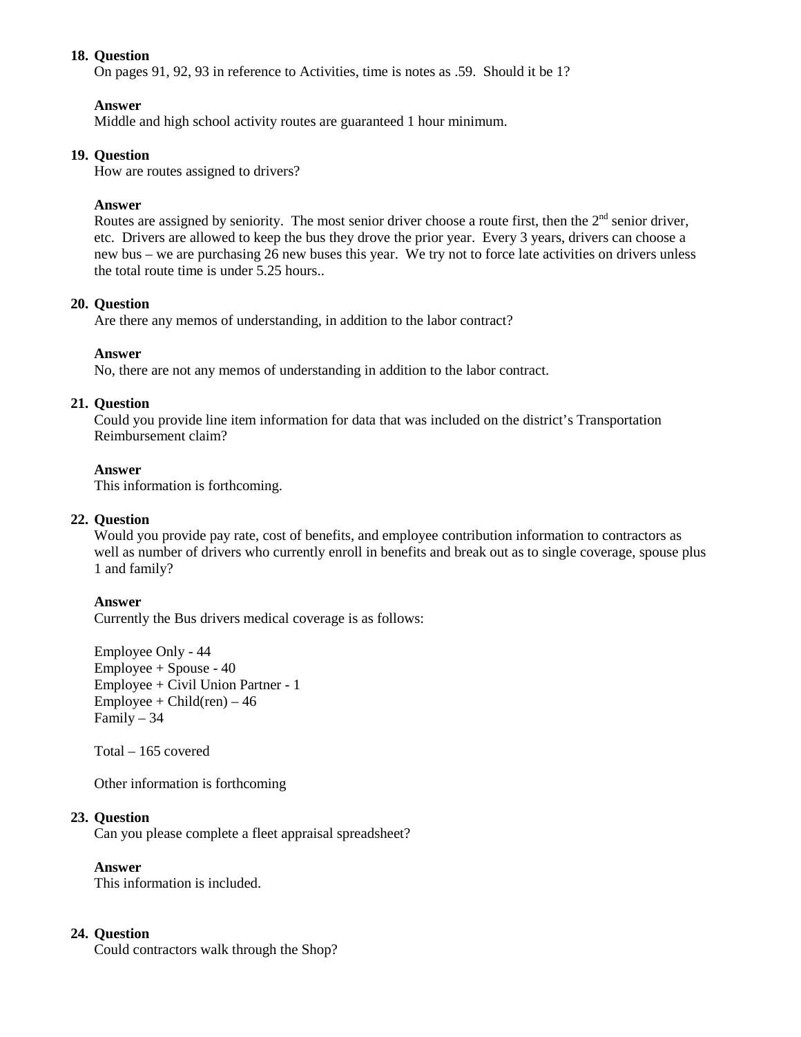18. **Question**
    On pages 91, 92, 93 in reference to Activities, time is notes as .59.  Should it be 1?

    **Answer**
    Middle and high school activity routes are guaranteed 1 hour minimum.

19. **Question**
    How are routes assigned to drivers?

    **Answer**
    Routes are assigned by seniority.  The most senior driver choose a route first, then the 2nd senior driver, etc.  Drivers are allowed to keep the bus they drove the prior year.  Every 3 years, drivers can choose a new bus – we are purchasing 26 new buses this year.  We try not to force late activities on drivers unless the total route time is under 5.25 hours..

20. **Question**
    Are there any memos of understanding, in addition to the labor contract?

    **Answer**
    No, there are not any memos of understanding in addition to the labor contract.

21. **Question**
    Could you provide line item information for data that was included on the district's Transportation Reimbursement claim?

    **Answer**
    This information is forthcoming.

22. **Question**
    Would you provide pay rate, cost of benefits, and employee contribution information to contractors as well as number of drivers who currently enroll in benefits and break out as to single coverage, spouse plus 1 and family?

    **Answer**
    Currently the Bus drivers medical coverage is as follows:

    Employee Only - 44
    Employee + Spouse - 40
    Employee + Civil Union Partner - 1
    Employee + Child(ren) – 46
    Family – 34

    Total – 165 covered

    Other information is forthcoming

23. **Question**
    Can you please complete a fleet appraisal spreadsheet?

    **Answer**
    This information is included.

24. **Question**
    Could contractors walk through the Shop?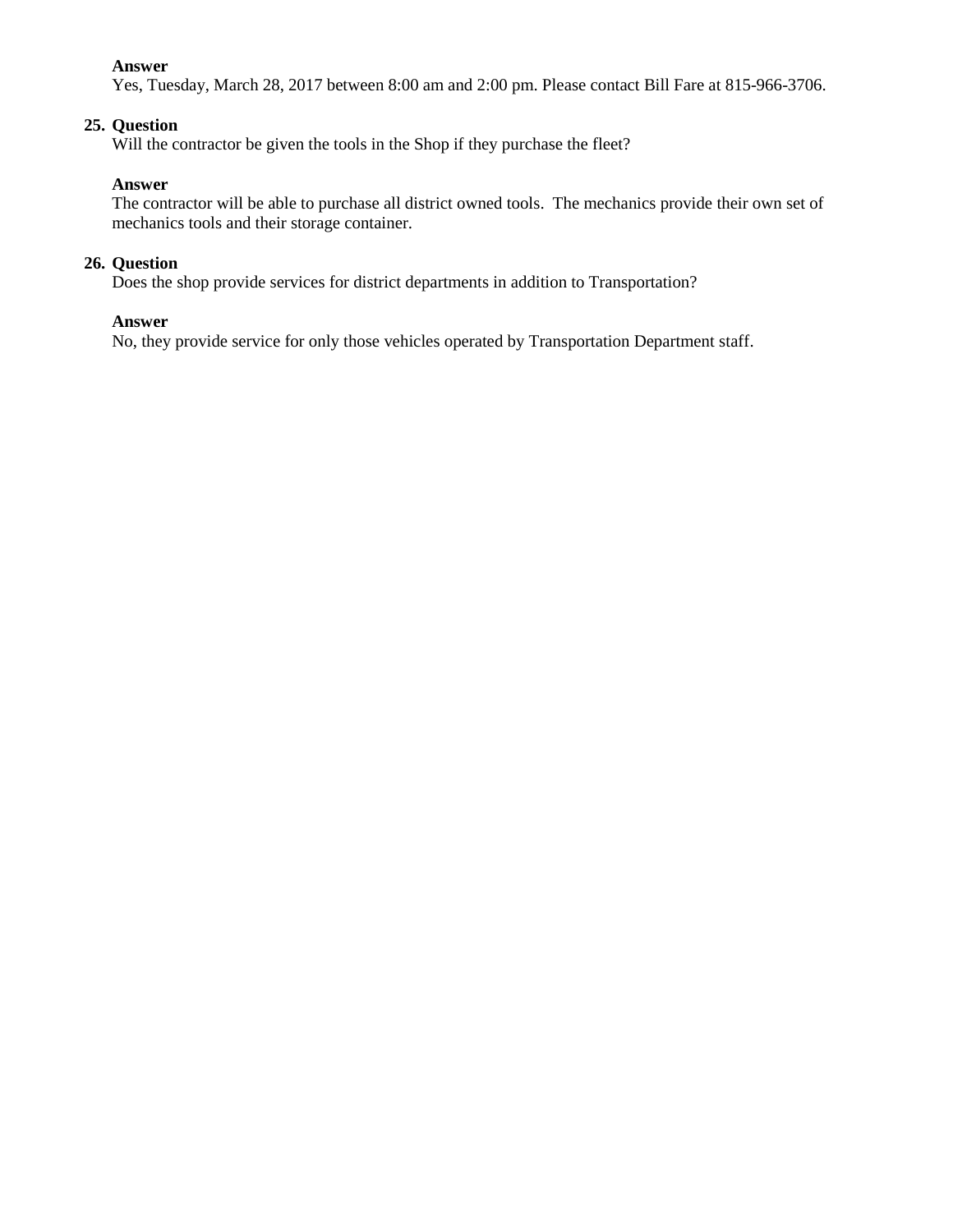**Answer**

Yes, Tuesday, March 28, 2017 between 8:00 am and 2:00 pm. Please contact Bill Fare at 815-966-3706.

25. **Question**

Will the contractor be given the tools in the Shop if they purchase the fleet?

**Answer**

The contractor will be able to purchase all district owned tools. The mechanics provide their own set of mechanics tools and their storage container.

26. **Question**

Does the shop provide services for district departments in addition to Transportation?

**Answer**

No, they provide service for only those vehicles operated by Transportation Department staff.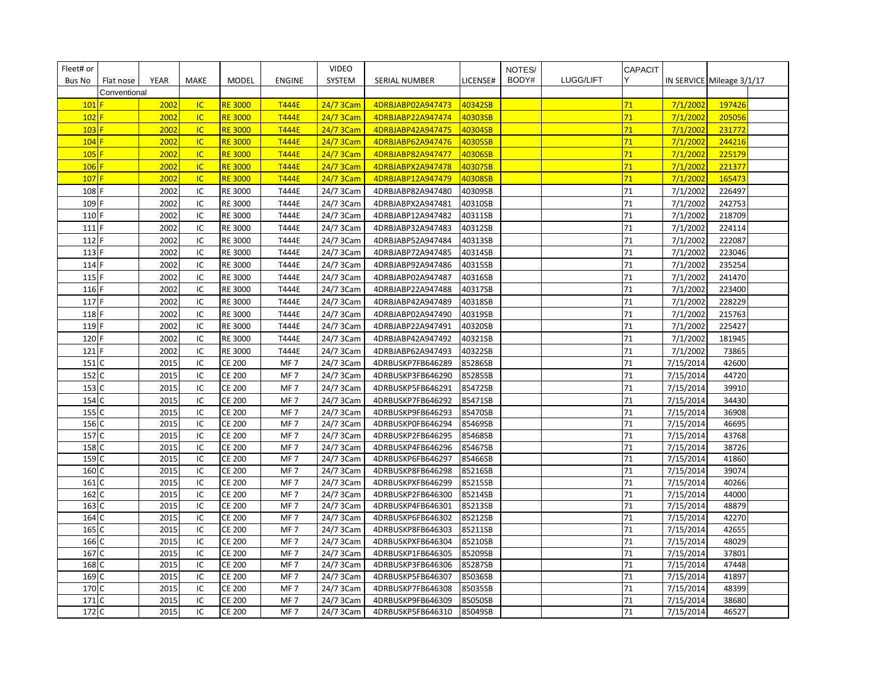| Fleet# or Bus No | Flat nose | YEAR | MAKE | MODEL | ENGINE | VIDEO SYSTEM | SERIAL NUMBER | LICENSE# | NOTES/ BODY# | LUGG/LIFT | CAPACITY | IN SERVICE | Mileage 3/1/17 | |
|---|---|---|---|---|---|---|---|---|---|---|---|---|---|---|
| | Conventional | | | | | | | | | | | | | |
| 101 | F | 2002 | IC | RE 3000 | T444E | 24/7 3Cam | 4DRBJABP02A947473 | 40342SB | | | 71 | 7/1/2002 | 197426 | |
| 102 | F | 2002 | IC | RE 3000 | T444E | 24/7 3Cam | 4DRBJABP22A947474 | 40303SB | | | 71 | 7/1/2002 | 205056 | |
| 103 | F | 2002 | IC | RE 3000 | T444E | 24/7 3Cam | 4DRBJABP42A947475 | 40304SB | | | 71 | 7/1/2002 | 231772 | |
| 104 | F | 2002 | IC | RE 3000 | T444E | 24/7 3Cam | 4DRBJABP62A947476 | 40305SB | | | 71 | 7/1/2002 | 244216 | |
| 105 | F | 2002 | IC | RE 3000 | T444E | 24/7 3Cam | 4DRBJABP82A947477 | 40306SB | | | 71 | 7/1/2002 | 225179 | |
| 106 | F | 2002 | IC | RE 3000 | T444E | 24/7 3Cam | 4DRBJABPX2A947478 | 40307SB | | | 71 | 7/1/2002 | 221377 | |
| 107 | F | 2002 | IC | RE 3000 | T444E | 24/7 3Cam | 4DRBJABP12A947479 | 40308SB | | | 71 | 7/1/2002 | 165473 | |
| 108 | F | 2002 | IC | RE 3000 | T444E | 24/7 3Cam | 4DRBJABP82A947480 | 40309SB | | | 71 | 7/1/2002 | 226497 | |
| 109 | F | 2002 | IC | RE 3000 | T444E | 24/7 3Cam | 4DRBJABPX2A947481 | 40310SB | | | 71 | 7/1/2002 | 242753 | |
| 110 | F | 2002 | IC | RE 3000 | T444E | 24/7 3Cam | 4DRBJABP12A947482 | 40311SB | | | 71 | 7/1/2002 | 218709 | |
| 111 | F | 2002 | IC | RE 3000 | T444E | 24/7 3Cam | 4DRBJABP32A947483 | 40312SB | | | 71 | 7/1/2002 | 224114 | |
| 112 | F | 2002 | IC | RE 3000 | T444E | 24/7 3Cam | 4DRBJABP52A947484 | 40313SB | | | 71 | 7/1/2002 | 222087 | |
| 113 | F | 2002 | IC | RE 3000 | T444E | 24/7 3Cam | 4DRBJABP72A947485 | 40314SB | | | 71 | 7/1/2002 | 223046 | |
| 114 | F | 2002 | IC | RE 3000 | T444E | 24/7 3Cam | 4DRBJABP92A947486 | 40315SB | | | 71 | 7/1/2002 | 235254 | |
| 115 | F | 2002 | IC | RE 3000 | T444E | 24/7 3Cam | 4DRBJABP02A947487 | 40316SB | | | 71 | 7/1/2002 | 241470 | |
| 116 | F | 2002 | IC | RE 3000 | T444E | 24/7 3Cam | 4DRBJABP22A947488 | 40317SB | | | 71 | 7/1/2002 | 223400 | |
| 117 | F | 2002 | IC | RE 3000 | T444E | 24/7 3Cam | 4DRBJABP42A947489 | 40318SB | | | 71 | 7/1/2002 | 228229 | |
| 118 | F | 2002 | IC | RE 3000 | T444E | 24/7 3Cam | 4DRBJABP02A947490 | 40319SB | | | 71 | 7/1/2002 | 215763 | |
| 119 | F | 2002 | IC | RE 3000 | T444E | 24/7 3Cam | 4DRBJABP22A947491 | 40320SB | | | 71 | 7/1/2002 | 225427 | |
| 120 | F | 2002 | IC | RE 3000 | T444E | 24/7 3Cam | 4DRBJABP42A947492 | 40321SB | | | 71 | 7/1/2002 | 181945 | |
| 121 | F | 2002 | IC | RE 3000 | T444E | 24/7 3Cam | 4DRBJABP62A947493 | 40322SB | | | 71 | 7/1/2002 | 73865 | |
| 151 | C | 2015 | IC | CE 200 | MF 7 | 24/7 3Cam | 4DRBUSKP7FB646289 | 85286SB | | | 71 | 7/15/2014 | 42600 | |
| 152 | C | 2015 | IC | CE 200 | MF 7 | 24/7 3Cam | 4DRBUSKP3FB646290 | 85285SB | | | 71 | 7/15/2014 | 44720 | |
| 153 | C | 2015 | IC | CE 200 | MF 7 | 24/7 3Cam | 4DRBUSKP5FB646291 | 85472SB | | | 71 | 7/15/2014 | 39910 | |
| 154 | C | 2015 | IC | CE 200 | MF 7 | 24/7 3Cam | 4DRBUSKP7FB646292 | 85471SB | | | 71 | 7/15/2014 | 34430 | |
| 155 | C | 2015 | IC | CE 200 | MF 7 | 24/7 3Cam | 4DRBUSKP9FB646293 | 85470SB | | | 71 | 7/15/2014 | 36908 | |
| 156 | C | 2015 | IC | CE 200 | MF 7 | 24/7 3Cam | 4DRBUSKP0FB646294 | 85469SB | | | 71 | 7/15/2014 | 46695 | |
| 157 | C | 2015 | IC | CE 200 | MF 7 | 24/7 3Cam | 4DRBUSKP2FB646295 | 85468SB | | | 71 | 7/15/2014 | 43768 | |
| 158 | C | 2015 | IC | CE 200 | MF 7 | 24/7 3Cam | 4DRBUSKP4FB646296 | 85467SB | | | 71 | 7/15/2014 | 38726 | |
| 159 | C | 2015 | IC | CE 200 | MF 7 | 24/7 3Cam | 4DRBUSKP6FB646297 | 85466SB | | | 71 | 7/15/2014 | 41860 | |
| 160 | C | 2015 | IC | CE 200 | MF 7 | 24/7 3Cam | 4DRBUSKP8FB646298 | 85216SB | | | 71 | 7/15/2014 | 39074 | |
| 161 | C | 2015 | IC | CE 200 | MF 7 | 24/7 3Cam | 4DRBUSKPXFB646299 | 85215SB | | | 71 | 7/15/2014 | 40266 | |
| 162 | C | 2015 | IC | CE 200 | MF 7 | 24/7 3Cam | 4DRBUSKP2FB646300 | 85214SB | | | 71 | 7/15/2014 | 44000 | |
| 163 | C | 2015 | IC | CE 200 | MF 7 | 24/7 3Cam | 4DRBUSKP4FB646301 | 85213SB | | | 71 | 7/15/2014 | 48879 | |
| 164 | C | 2015 | IC | CE 200 | MF 7 | 24/7 3Cam | 4DRBUSKP6FB646302 | 85212SB | | | 71 | 7/15/2014 | 42270 | |
| 165 | C | 2015 | IC | CE 200 | MF 7 | 24/7 3Cam | 4DRBUSKP8FB646303 | 85211SB | | | 71 | 7/15/2014 | 42655 | |
| 166 | C | 2015 | IC | CE 200 | MF 7 | 24/7 3Cam | 4DRBUSKPXFB646304 | 85210SB | | | 71 | 7/15/2014 | 48029 | |
| 167 | C | 2015 | IC | CE 200 | MF 7 | 24/7 3Cam | 4DRBUSKP1FB646305 | 85209SB | | | 71 | 7/15/2014 | 37801 | |
| 168 | C | 2015 | IC | CE 200 | MF 7 | 24/7 3Cam | 4DRBUSKP3FB646306 | 85287SB | | | 71 | 7/15/2014 | 47448 | |
| 169 | C | 2015 | IC | CE 200 | MF 7 | 24/7 3Cam | 4DRBUSKP5FB646307 | 85036SB | | | 71 | 7/15/2014 | 41897 | |
| 170 | C | 2015 | IC | CE 200 | MF 7 | 24/7 3Cam | 4DRBUSKP7FB646308 | 85035SB | | | 71 | 7/15/2014 | 48399 | |
| 171 | C | 2015 | IC | CE 200 | MF 7 | 24/7 3Cam | 4DRBUSKP9FB646309 | 85050SB | | | 71 | 7/15/2014 | 38680 | |
| 172 | C | 2015 | IC | CE 200 | MF 7 | 24/7 3Cam | 4DRBUSKP5FB646310 | 85049SB | | | 71 | 7/15/2014 | 46527 | |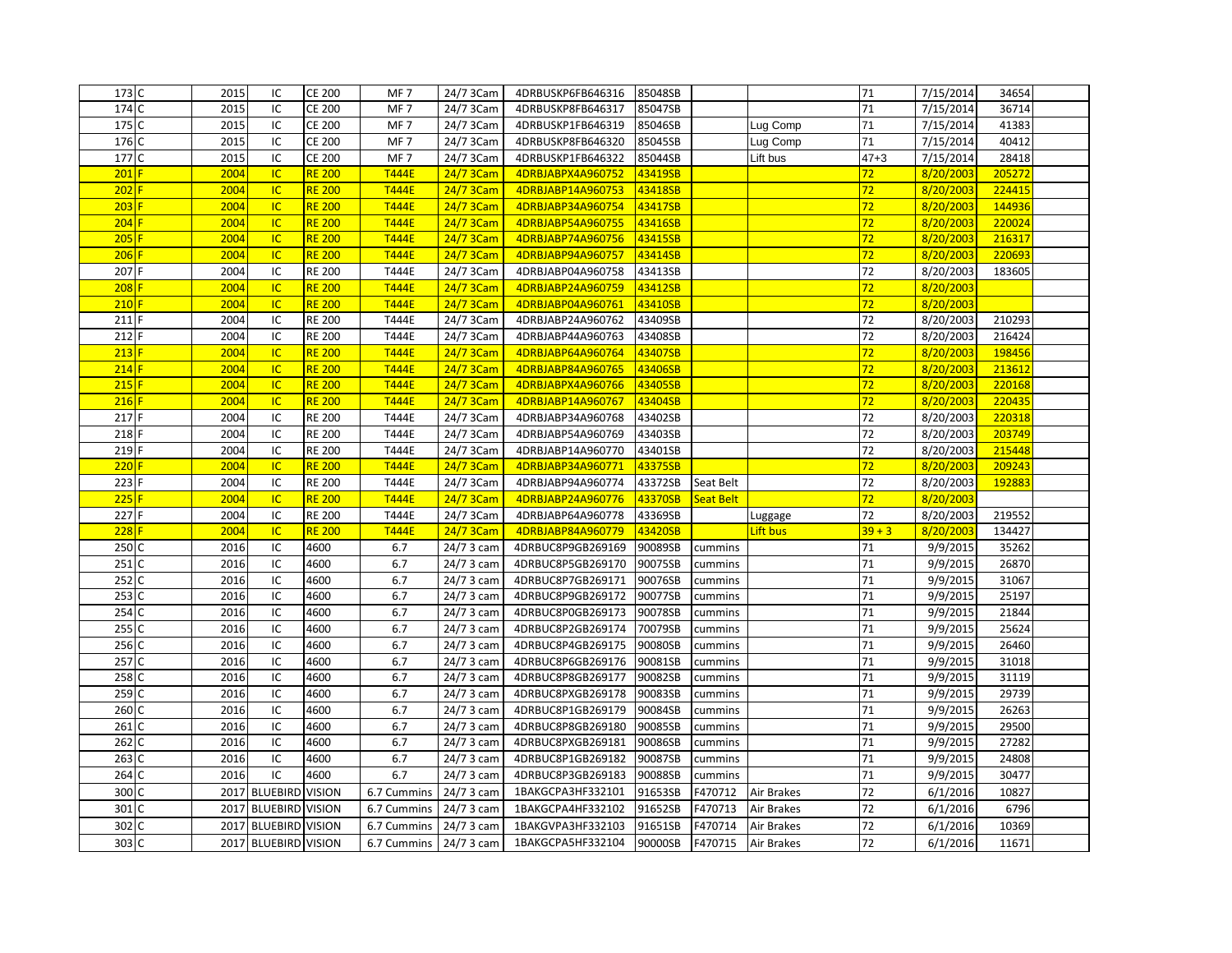| | | | | | | | | | | | | | |
|---|---|---|---|---|---|---|---|---|---|---|---|---|---|
| 173 | C | 2015 | IC | CE 200 | MF 7 | 24/7 3Cam | 4DRBUSKP6FB646316 | 85048SB | | | 71 | 7/15/2014 | 34654 |
| 174 | C | 2015 | IC | CE 200 | MF 7 | 24/7 3Cam | 4DRBUSKP8FB646317 | 85047SB | | | 71 | 7/15/2014 | 36714 |
| 175 | C | 2015 | IC | CE 200 | MF 7 | 24/7 3Cam | 4DRBUSKP1FB646319 | 85046SB | | Lug Comp | 71 | 7/15/2014 | 41383 |
| 176 | C | 2015 | IC | CE 200 | MF 7 | 24/7 3Cam | 4DRBUSKP8FB646320 | 85045SB | | Lug Comp | 71 | 7/15/2014 | 40412 |
| 177 | C | 2015 | IC | CE 200 | MF 7 | 24/7 3Cam | 4DRBUSKP1FB646322 | 85044SB | | Lift bus | 47+3 | 7/15/2014 | 28418 |
| 201 | F | 2004 | IC | RE 200 | T444E | 24/7 3Cam | 4DRBJABPX4A960752 | 43419SB | | | 72 | 8/20/2003 | 205272 |
| 202 | F | 2004 | IC | RE 200 | T444E | 24/7 3Cam | 4DRBJABP14A960753 | 43418SB | | | 72 | 8/20/2003 | 224415 |
| 203 | F | 2004 | IC | RE 200 | T444E | 24/7 3Cam | 4DRBJABP34A960754 | 43417SB | | | 72 | 8/20/2003 | 144936 |
| 204 | F | 2004 | IC | RE 200 | T444E | 24/7 3Cam | 4DRBJABP54A960755 | 43416SB | | | 72 | 8/20/2003 | 220024 |
| 205 | F | 2004 | IC | RE 200 | T444E | 24/7 3Cam | 4DRBJABP74A960756 | 43415SB | | | 72 | 8/20/2003 | 216317 |
| 206 | F | 2004 | IC | RE 200 | T444E | 24/7 3Cam | 4DRBJABP94A960757 | 43414SB | | | 72 | 8/20/2003 | 220693 |
| 207 | F | 2004 | IC | RE 200 | T444E | 24/7 3Cam | 4DRBJABP04A960758 | 43413SB | | | 72 | 8/20/2003 | 183605 |
| 208 | F | 2004 | IC | RE 200 | T444E | 24/7 3Cam | 4DRBJABP24A960759 | 43412SB | | | 72 | 8/20/2003 | |
| 210 | F | 2004 | IC | RE 200 | T444E | 24/7 3Cam | 4DRBJABP04A960761 | 43410SB | | | 72 | 8/20/2003 | |
| 211 | F | 2004 | IC | RE 200 | T444E | 24/7 3Cam | 4DRBJABP24A960762 | 43409SB | | | 72 | 8/20/2003 | 210293 |
| 212 | F | 2004 | IC | RE 200 | T444E | 24/7 3Cam | 4DRBJABP44A960763 | 43408SB | | | 72 | 8/20/2003 | 216424 |
| 213 | F | 2004 | IC | RE 200 | T444E | 24/7 3Cam | 4DRBJABP64A960764 | 43407SB | | | 72 | 8/20/2003 | 198456 |
| 214 | F | 2004 | IC | RE 200 | T444E | 24/7 3Cam | 4DRBJABP84A960765 | 43406SB | | | 72 | 8/20/2003 | 213612 |
| 215 | F | 2004 | IC | RE 200 | T444E | 24/7 3Cam | 4DRBJABPX4A960766 | 43405SB | | | 72 | 8/20/2003 | 220168 |
| 216 | F | 2004 | IC | RE 200 | T444E | 24/7 3Cam | 4DRBJABP14A960767 | 43404SB | | | 72 | 8/20/2003 | 220435 |
| 217 | F | 2004 | IC | RE 200 | T444E | 24/7 3Cam | 4DRBJABP34A960768 | 43402SB | | | 72 | 8/20/2003 | 220318 |
| 218 | F | 2004 | IC | RE 200 | T444E | 24/7 3Cam | 4DRBJABP54A960769 | 43403SB | | | 72 | 8/20/2003 | 203749 |
| 219 | F | 2004 | IC | RE 200 | T444E | 24/7 3Cam | 4DRBJABP14A960770 | 43401SB | | | 72 | 8/20/2003 | 215448 |
| 220 | F | 2004 | IC | RE 200 | T444E | 24/7 3Cam | 4DRBJABP34A960771 | 43375SB | | | 72 | 8/20/2003 | 209243 |
| 223 | F | 2004 | IC | RE 200 | T444E | 24/7 3Cam | 4DRBJABP94A960774 | 43372SB | Seat Belt | | 72 | 8/20/2003 | 192883 |
| 225 | F | 2004 | IC | RE 200 | T444E | 24/7 3Cam | 4DRBJABP24A960776 | 43370SB | Seat Belt | | 72 | 8/20/2003 | |
| 227 | F | 2004 | IC | RE 200 | T444E | 24/7 3Cam | 4DRBJABP64A960778 | 43369SB | | Luggage | 72 | 8/20/2003 | 219552 |
| 228 | F | 2004 | IC | RE 200 | T444E | 24/7 3Cam | 4DRBJABP84A960779 | 43420SB | | Lift bus | 39 + 3 | 8/20/2003 | 134427 |
| 250 | C | 2016 | IC | 4600 | 6.7 | 24/7 3 cam | 4DRBUC8P9GB269169 | 90089SB | cummins | | 71 | 9/9/2015 | 35262 |
| 251 | C | 2016 | IC | 4600 | 6.7 | 24/7 3 cam | 4DRBUC8P5GB269170 | 90075SB | cummins | | 71 | 9/9/2015 | 26870 |
| 252 | C | 2016 | IC | 4600 | 6.7 | 24/7 3 cam | 4DRBUC8P7GB269171 | 90076SB | cummins | | 71 | 9/9/2015 | 31067 |
| 253 | C | 2016 | IC | 4600 | 6.7 | 24/7 3 cam | 4DRBUC8P9GB269172 | 90077SB | cummins | | 71 | 9/9/2015 | 25197 |
| 254 | C | 2016 | IC | 4600 | 6.7 | 24/7 3 cam | 4DRBUC8P0GB269173 | 90078SB | cummins | | 71 | 9/9/2015 | 21844 |
| 255 | C | 2016 | IC | 4600 | 6.7 | 24/7 3 cam | 4DRBUC8P2GB269174 | 70079SB | cummins | | 71 | 9/9/2015 | 25624 |
| 256 | C | 2016 | IC | 4600 | 6.7 | 24/7 3 cam | 4DRBUC8P4GB269175 | 90080SB | cummins | | 71 | 9/9/2015 | 26460 |
| 257 | C | 2016 | IC | 4600 | 6.7 | 24/7 3 cam | 4DRBUC8P6GB269176 | 90081SB | cummins | | 71 | 9/9/2015 | 31018 |
| 258 | C | 2016 | IC | 4600 | 6.7 | 24/7 3 cam | 4DRBUC8P8GB269177 | 90082SB | cummins | | 71 | 9/9/2015 | 31119 |
| 259 | C | 2016 | IC | 4600 | 6.7 | 24/7 3 cam | 4DRBUC8PXGB269178 | 90083SB | cummins | | 71 | 9/9/2015 | 29739 |
| 260 | C | 2016 | IC | 4600 | 6.7 | 24/7 3 cam | 4DRBUC8P1GB269179 | 90084SB | cummins | | 71 | 9/9/2015 | 26263 |
| 261 | C | 2016 | IC | 4600 | 6.7 | 24/7 3 cam | 4DRBUC8P8GB269180 | 90085SB | cummins | | 71 | 9/9/2015 | 29500 |
| 262 | C | 2016 | IC | 4600 | 6.7 | 24/7 3 cam | 4DRBUC8PXGB269181 | 90086SB | cummins | | 71 | 9/9/2015 | 27282 |
| 263 | C | 2016 | IC | 4600 | 6.7 | 24/7 3 cam | 4DRBUC8P1GB269182 | 90087SB | cummins | | 71 | 9/9/2015 | 24808 |
| 264 | C | 2016 | IC | 4600 | 6.7 | 24/7 3 cam | 4DRBUC8P3GB269183 | 90088SB | cummins | | 71 | 9/9/2015 | 30477 |
| 300 | C | 2017 | BLUEBIRD | VISION | 6.7 Cummins | 24/7 3 cam | 1BAKGCPA3HF332101 | 91653SB | F470712 | Air Brakes | 72 | 6/1/2016 | 10827 |
| 301 | C | 2017 | BLUEBIRD | VISION | 6.7 Cummins | 24/7 3 cam | 1BAKGCPA4HF332102 | 91652SB | F470713 | Air Brakes | 72 | 6/1/2016 | 6796 |
| 302 | C | 2017 | BLUEBIRD | VISION | 6.7 Cummins | 24/7 3 cam | 1BAKGVPA3HF332103 | 91651SB | F470714 | Air Brakes | 72 | 6/1/2016 | 10369 |
| 303 | C | 2017 | BLUEBIRD | VISION | 6.7 Cummins | 24/7 3 cam | 1BAKGCPA5HF332104 | 90000SB | F470715 | Air Brakes | 72 | 6/1/2016 | 11671 |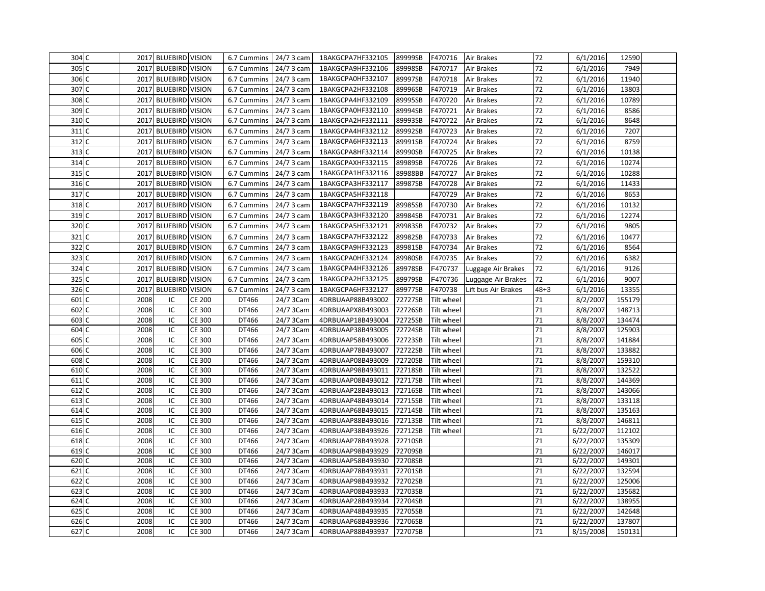| | | | | | | | | | | | | | | |
|---|---|---|---|---|---|---|---|---|---|---|---|---|---|---|
| 304 | C | 2017 | BLUEBIRD | VISION | 6.7 Cummins | 24/7 3 cam | 1BAKGCPA7HF332105 | 89999SB | F470716 | Air Brakes | 72 | 6/1/2016 | 12590 | |
| 305 | C | 2017 | BLUEBIRD | VISION | 6.7 Cummins | 24/7 3 cam | 1BAKGCPA9HF332106 | 89998SB | F470717 | Air Brakes | 72 | 6/1/2016 | 7949 | |
| 306 | C | 2017 | BLUEBIRD | VISION | 6.7 Cummins | 24/7 3 cam | 1BAKGCPA0HF332107 | 89997SB | F470718 | Air Brakes | 72 | 6/1/2016 | 11940 | |
| 307 | C | 2017 | BLUEBIRD | VISION | 6.7 Cummins | 24/7 3 cam | 1BAKGCPA2HF332108 | 89996SB | F470719 | Air Brakes | 72 | 6/1/2016 | 13803 | |
| 308 | C | 2017 | BLUEBIRD | VISION | 6.7 Cummins | 24/7 3 cam | 1BAKGCPA4HF332109 | 89995SB | F470720 | Air Brakes | 72 | 6/1/2016 | 10789 | |
| 309 | C | 2017 | BLUEBIRD | VISION | 6.7 Cummins | 24/7 3 cam | 1BAKGCPA0HF332110 | 89994SB | F470721 | Air Brakes | 72 | 6/1/2016 | 8586 | |
| 310 | C | 2017 | BLUEBIRD | VISION | 6.7 Cummins | 24/7 3 cam | 1BAKGCPA2HF332111 | 89993SB | F470722 | Air Brakes | 72 | 6/1/2016 | 8648 | |
| 311 | C | 2017 | BLUEBIRD | VISION | 6.7 Cummins | 24/7 3 cam | 1BAKGCPA4HF332112 | 89992SB | F470723 | Air Brakes | 72 | 6/1/2016 | 7207 | |
| 312 | C | 2017 | BLUEBIRD | VISION | 6.7 Cummins | 24/7 3 cam | 1BAKGCPA6HF332113 | 89991SB | F470724 | Air Brakes | 72 | 6/1/2016 | 8759 | |
| 313 | C | 2017 | BLUEBIRD | VISION | 6.7 Cummins | 24/7 3 cam | 1BAKGCPA8HF332114 | 89990SB | F470725 | Air Brakes | 72 | 6/1/2016 | 10138 | |
| 314 | C | 2017 | BLUEBIRD | VISION | 6.7 Cummins | 24/7 3 cam | 1BAKGCPAXHF332115 | 89989SB | F470726 | Air Brakes | 72 | 6/1/2016 | 10274 | |
| 315 | C | 2017 | BLUEBIRD | VISION | 6.7 Cummins | 24/7 3 cam | 1BAKGCPA1HF332116 | 89988BB | F470727 | Air Brakes | 72 | 6/1/2016 | 10288 | |
| 316 | C | 2017 | BLUEBIRD | VISION | 6.7 Cummins | 24/7 3 cam | 1BAKGCPA3HF332117 | 89987SB | F470728 | Air Brakes | 72 | 6/1/2016 | 11433 | |
| 317 | C | 2017 | BLUEBIRD | VISION | 6.7 Cummins | 24/7 3 cam | 1BAKGCPA5HF332118 | | F470729 | Air Brakes | 72 | 6/1/2016 | 8653 | |
| 318 | C | 2017 | BLUEBIRD | VISION | 6.7 Cummins | 24/7 3 cam | 1BAKGCPA7HF332119 | 89985SB | F470730 | Air Brakes | 72 | 6/1/2016 | 10132 | |
| 319 | C | 2017 | BLUEBIRD | VISION | 6.7 Cummins | 24/7 3 cam | 1BAKGCPA3HF332120 | 89984SB | F470731 | Air Brakes | 72 | 6/1/2016 | 12274 | |
| 320 | C | 2017 | BLUEBIRD | VISION | 6.7 Cummins | 24/7 3 cam | 1BAKGCPA5HF332121 | 89983SB | F470732 | Air Brakes | 72 | 6/1/2016 | 9805 | |
| 321 | C | 2017 | BLUEBIRD | VISION | 6.7 Cummins | 24/7 3 cam | 1BAKGCPA7HF332122 | 89982SB | F470733 | Air Brakes | 72 | 6/1/2016 | 10477 | |
| 322 | C | 2017 | BLUEBIRD | VISION | 6.7 Cummins | 24/7 3 cam | 1BAKGCPA9HF332123 | 89981SB | F470734 | Air Brakes | 72 | 6/1/2016 | 8564 | |
| 323 | C | 2017 | BLUEBIRD | VISION | 6.7 Cummins | 24/7 3 cam | 1BAKGCPA0HF332124 | 89980SB | F470735 | Air Brakes | 72 | 6/1/2016 | 6382 | |
| 324 | C | 2017 | BLUEBIRD | VISION | 6.7 Cummins | 24/7 3 cam | 1BAKGCPA4HF332126 | 89978SB | F470737 | Luggage Air Brakes | 72 | 6/1/2016 | 9126 | |
| 325 | C | 2017 | BLUEBIRD | VISION | 6.7 Cummins | 24/7 3 cam | 1BAKGCPA2HF332125 | 89979SB | F470736 | Luggage Air Brakes | 72 | 6/1/2016 | 9007 | |
| 326 | C | 2017 | BLUEBIRD | VISION | 6.7 Cummins | 24/7 3 cam | 1BAKGCPA6HF332127 | 89977SB | F470738 | Lift bus Air Brakes | 48+3 | 6/1/2016 | 13355 | |
| 601 | C | 2008 | IC | CE 200 | DT466 | 24/7 3Cam | 4DRBUAAP88B493002 | 72727SB | Tilt wheel | | 71 | 8/2/2007 | 155179 | |
| 602 | C | 2008 | IC | CE 300 | DT466 | 24/7 3Cam | 4DRBUAAPX8B493003 | 72726SB | Tilt wheel | | 71 | 8/8/2007 | 148713 | |
| 603 | C | 2008 | IC | CE 300 | DT466 | 24/7 3Cam | 4DRBUAAP18B493004 | 72725SB | Tilt wheel | | 71 | 8/8/2007 | 134474 | |
| 604 | C | 2008 | IC | CE 300 | DT466 | 24/7 3Cam | 4DRBUAAP38B493005 | 72724SB | Tilt wheel | | 71 | 8/8/2007 | 125903 | |
| 605 | C | 2008 | IC | CE 300 | DT466 | 24/7 3Cam | 4DRBUAAP58B493006 | 72723SB | Tilt wheel | | 71 | 8/8/2007 | 141884 | |
| 606 | C | 2008 | IC | CE 300 | DT466 | 24/7 3Cam | 4DRBUAAP78B493007 | 72722SB | Tilt wheel | | 71 | 8/8/2007 | 133882 | |
| 608 | C | 2008 | IC | CE 300 | DT466 | 24/7 3Cam | 4DRBUAAP08B493009 | 72720SB | Tilt wheel | | 71 | 8/8/2007 | 159310 | |
| 610 | C | 2008 | IC | CE 300 | DT466 | 24/7 3Cam | 4DRBUAAP98B493011 | 72718SB | Tilt wheel | | 71 | 8/8/2007 | 132522 | |
| 611 | C | 2008 | IC | CE 300 | DT466 | 24/7 3Cam | 4DRBUAAP08B493012 | 72717SB | Tilt wheel | | 71 | 8/8/2007 | 144369 | |
| 612 | C | 2008 | IC | CE 300 | DT466 | 24/7 3Cam | 4DRBUAAP28B493013 | 72716SB | Tilt wheel | | 71 | 8/8/2007 | 143066 | |
| 613 | C | 2008 | IC | CE 300 | DT466 | 24/7 3Cam | 4DRBUAAP48B493014 | 72715SB | Tilt wheel | | 71 | 8/8/2007 | 133118 | |
| 614 | C | 2008 | IC | CE 300 | DT466 | 24/7 3Cam | 4DRBUAAP68B493015 | 72714SB | Tilt wheel | | 71 | 8/8/2007 | 135163 | |
| 615 | C | 2008 | IC | CE 300 | DT466 | 24/7 3Cam | 4DRBUAAP88B493016 | 72713SB | Tilt wheel | | 71 | 8/8/2007 | 146811 | |
| 616 | C | 2008 | IC | CE 300 | DT466 | 24/7 3Cam | 4DRBUAAP38B493926 | 72712SB | Tilt wheel | | 71 | 6/22/2007 | 112102 | |
| 618 | C | 2008 | IC | CE 300 | DT466 | 24/7 3Cam | 4DRBUAAP78B493928 | 72710SB | | | 71 | 6/22/2007 | 135309 | |
| 619 | C | 2008 | IC | CE 300 | DT466 | 24/7 3Cam | 4DRBUAAP98B493929 | 72709SB | | | 71 | 6/22/2007 | 146017 | |
| 620 | C | 2008 | IC | CE 300 | DT466 | 24/7 3Cam | 4DRBUAAP58B493930 | 72708SB | | | 71 | 6/22/2007 | 149301 | |
| 621 | C | 2008 | IC | CE 300 | DT466 | 24/7 3Cam | 4DRBUAAP78B493931 | 72701SB | | | 71 | 6/22/2007 | 132594 | |
| 622 | C | 2008 | IC | CE 300 | DT466 | 24/7 3Cam | 4DRBUAAP98B493932 | 72702SB | | | 71 | 6/22/2007 | 125006 | |
| 623 | C | 2008 | IC | CE 300 | DT466 | 24/7 3Cam | 4DRBUAAP08B493933 | 72703SB | | | 71 | 6/22/2007 | 135682 | |
| 624 | C | 2008 | IC | CE 300 | DT466 | 24/7 3Cam | 4DRBUAAP28B493934 | 72704SB | | | 71 | 6/22/2007 | 138955 | |
| 625 | C | 2008 | IC | CE 300 | DT466 | 24/7 3Cam | 4DRBUAAP48B493935 | 72705SB | | | 71 | 6/22/2007 | 142648 | |
| 626 | C | 2008 | IC | CE 300 | DT466 | 24/7 3Cam | 4DRBUAAP68B493936 | 72706SB | | | 71 | 6/22/2007 | 137807 | |
| 627 | C | 2008 | IC | CE 300 | DT466 | 24/7 3Cam | 4DRBUAAP88B493937 | 72707SB | | | 71 | 8/15/2008 | 150131 | |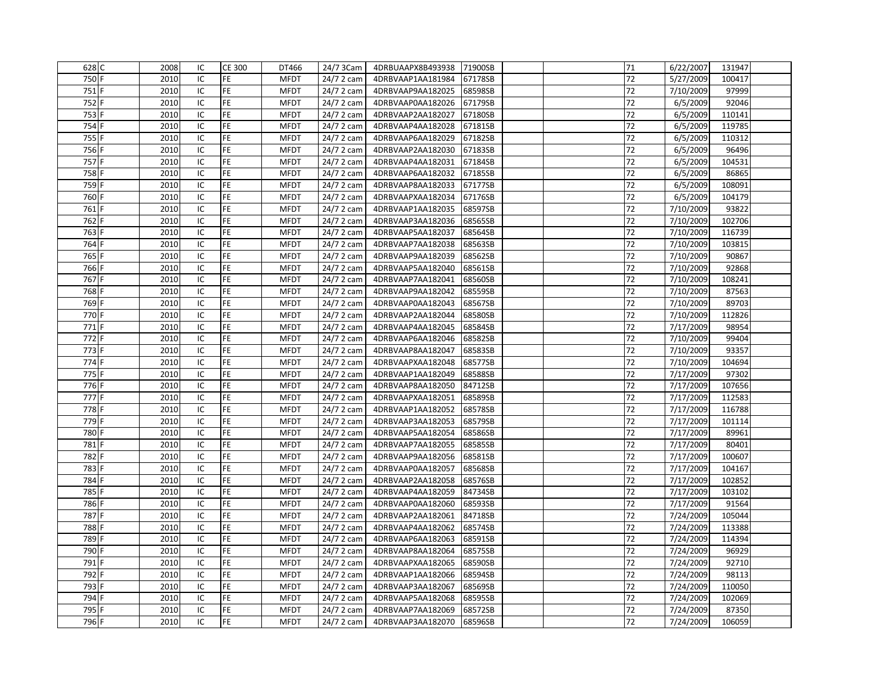| | | | | | | | | | | | | | | |
|---|---|---|---|---|---|---|---|---|---|---|---|---|---|---|
| 628 | C | 2008 | IC | CE 300 | DT466 | 24/7 3Cam | 4DRBUAAPX8B493938 | 71900SB | | | 71 | 6/22/2007 | 131947 | |
| 750 | F | 2010 | IC | FE | MFDT | 24/7 2 cam | 4DRBVAAP1AA181984 | 67178SB | | | 72 | 5/27/2009 | 100417 | |
| 751 | F | 2010 | IC | FE | MFDT | 24/7 2 cam | 4DRBVAAP9AA182025 | 68598SB | | | 72 | 7/10/2009 | 97999 | |
| 752 | F | 2010 | IC | FE | MFDT | 24/7 2 cam | 4DRBVAAP0AA182026 | 67179SB | | | 72 | 6/5/2009 | 92046 | |
| 753 | F | 2010 | IC | FE | MFDT | 24/7 2 cam | 4DRBVAAP2AA182027 | 67180SB | | | 72 | 6/5/2009 | 110141 | |
| 754 | F | 2010 | IC | FE | MFDT | 24/7 2 cam | 4DRBVAAP4AA182028 | 67181SB | | | 72 | 6/5/2009 | 119785 | |
| 755 | F | 2010 | IC | FE | MFDT | 24/7 2 cam | 4DRBVAAP6AA182029 | 67182SB | | | 72 | 6/5/2009 | 110312 | |
| 756 | F | 2010 | IC | FE | MFDT | 24/7 2 cam | 4DRBVAAP2AA182030 | 67183SB | | | 72 | 6/5/2009 | 96496 | |
| 757 | F | 2010 | IC | FE | MFDT | 24/7 2 cam | 4DRBVAAP4AA182031 | 67184SB | | | 72 | 6/5/2009 | 104531 | |
| 758 | F | 2010 | IC | FE | MFDT | 24/7 2 cam | 4DRBVAAP6AA182032 | 67185SB | | | 72 | 6/5/2009 | 86865 | |
| 759 | F | 2010 | IC | FE | MFDT | 24/7 2 cam | 4DRBVAAP8AA182033 | 67177SB | | | 72 | 6/5/2009 | 108091 | |
| 760 | F | 2010 | IC | FE | MFDT | 24/7 2 cam | 4DRBVAAPXAA182034 | 67176SB | | | 72 | 6/5/2009 | 104179 | |
| 761 | F | 2010 | IC | FE | MFDT | 24/7 2 cam | 4DRBVAAP1AA182035 | 68597SB | | | 72 | 7/10/2009 | 93822 | |
| 762 | F | 2010 | IC | FE | MFDT | 24/7 2 cam | 4DRBVAAP3AA182036 | 68565SB | | | 72 | 7/10/2009 | 102706 | |
| 763 | F | 2010 | IC | FE | MFDT | 24/7 2 cam | 4DRBVAAP5AA182037 | 68564SB | | | 72 | 7/10/2009 | 116739 | |
| 764 | F | 2010 | IC | FE | MFDT | 24/7 2 cam | 4DRBVAAP7AA182038 | 68563SB | | | 72 | 7/10/2009 | 103815 | |
| 765 | F | 2010 | IC | FE | MFDT | 24/7 2 cam | 4DRBVAAP9AA182039 | 68562SB | | | 72 | 7/10/2009 | 90867 | |
| 766 | F | 2010 | IC | FE | MFDT | 24/7 2 cam | 4DRBVAAP5AA182040 | 68561SB | | | 72 | 7/10/2009 | 92868 | |
| 767 | F | 2010 | IC | FE | MFDT | 24/7 2 cam | 4DRBVAAP7AA182041 | 68560SB | | | 72 | 7/10/2009 | 108241 | |
| 768 | F | 2010 | IC | FE | MFDT | 24/7 2 cam | 4DRBVAAP9AA182042 | 68559SB | | | 72 | 7/10/2009 | 87563 | |
| 769 | F | 2010 | IC | FE | MFDT | 24/7 2 cam | 4DRBVAAP0AA182043 | 68567SB | | | 72 | 7/10/2009 | 89703 | |
| 770 | F | 2010 | IC | FE | MFDT | 24/7 2 cam | 4DRBVAAP2AA182044 | 68580SB | | | 72 | 7/10/2009 | 112826 | |
| 771 | F | 2010 | IC | FE | MFDT | 24/7 2 cam | 4DRBVAAP4AA182045 | 68584SB | | | 72 | 7/17/2009 | 98954 | |
| 772 | F | 2010 | IC | FE | MFDT | 24/7 2 cam | 4DRBVAAP6AA182046 | 68582SB | | | 72 | 7/10/2009 | 99404 | |
| 773 | F | 2010 | IC | FE | MFDT | 24/7 2 cam | 4DRBVAAP8AA182047 | 68583SB | | | 72 | 7/10/2009 | 93357 | |
| 774 | F | 2010 | IC | FE | MFDT | 24/7 2 cam | 4DRBVAAPXAA182048 | 68577SB | | | 72 | 7/10/2009 | 104694 | |
| 775 | F | 2010 | IC | FE | MFDT | 24/7 2 cam | 4DRBVAAP1AA182049 | 68588SB | | | 72 | 7/17/2009 | 97302 | |
| 776 | F | 2010 | IC | FE | MFDT | 24/7 2 cam | 4DRBVAAP8AA182050 | 84712SB | | | 72 | 7/17/2009 | 107656 | |
| 777 | F | 2010 | IC | FE | MFDT | 24/7 2 cam | 4DRBVAAPXAA182051 | 68589SB | | | 72 | 7/17/2009 | 112583 | |
| 778 | F | 2010 | IC | FE | MFDT | 24/7 2 cam | 4DRBVAAP1AA182052 | 68578SB | | | 72 | 7/17/2009 | 116788 | |
| 779 | F | 2010 | IC | FE | MFDT | 24/7 2 cam | 4DRBVAAP3AA182053 | 68579SB | | | 72 | 7/17/2009 | 101114 | |
| 780 | F | 2010 | IC | FE | MFDT | 24/7 2 cam | 4DRBVAAP5AA182054 | 68586SB | | | 72 | 7/17/2009 | 89961 | |
| 781 | F | 2010 | IC | FE | MFDT | 24/7 2 cam | 4DRBVAAP7AA182055 | 68585SB | | | 72 | 7/17/2009 | 80401 | |
| 782 | F | 2010 | IC | FE | MFDT | 24/7 2 cam | 4DRBVAAP9AA182056 | 68581SB | | | 72 | 7/17/2009 | 100607 | |
| 783 | F | 2010 | IC | FE | MFDT | 24/7 2 cam | 4DRBVAAP0AA182057 | 68568SB | | | 72 | 7/17/2009 | 104167 | |
| 784 | F | 2010 | IC | FE | MFDT | 24/7 2 cam | 4DRBVAAP2AA182058 | 68576SB | | | 72 | 7/17/2009 | 102852 | |
| 785 | F | 2010 | IC | FE | MFDT | 24/7 2 cam | 4DRBVAAP4AA182059 | 84734SB | | | 72 | 7/17/2009 | 103102 | |
| 786 | F | 2010 | IC | FE | MFDT | 24/7 2 cam | 4DRBVAAP0AA182060 | 68593SB | | | 72 | 7/17/2009 | 91564 | |
| 787 | F | 2010 | IC | FE | MFDT | 24/7 2 cam | 4DRBVAAP2AA182061 | 84718SB | | | 72 | 7/24/2009 | 105044 | |
| 788 | F | 2010 | IC | FE | MFDT | 24/7 2 cam | 4DRBVAAP4AA182062 | 68574SB | | | 72 | 7/24/2009 | 113388 | |
| 789 | F | 2010 | IC | FE | MFDT | 24/7 2 cam | 4DRBVAAP6AA182063 | 68591SB | | | 72 | 7/24/2009 | 114394 | |
| 790 | F | 2010 | IC | FE | MFDT | 24/7 2 cam | 4DRBVAAP8AA182064 | 68575SB | | | 72 | 7/24/2009 | 96929 | |
| 791 | F | 2010 | IC | FE | MFDT | 24/7 2 cam | 4DRBVAAPXAA182065 | 68590SB | | | 72 | 7/24/2009 | 92710 | |
| 792 | F | 2010 | IC | FE | MFDT | 24/7 2 cam | 4DRBVAAP1AA182066 | 68594SB | | | 72 | 7/24/2009 | 98113 | |
| 793 | F | 2010 | IC | FE | MFDT | 24/7 2 cam | 4DRBVAAP3AA182067 | 68569SB | | | 72 | 7/24/2009 | 110050 | |
| 794 | F | 2010 | IC | FE | MFDT | 24/7 2 cam | 4DRBVAAP5AA182068 | 68595SB | | | 72 | 7/24/2009 | 102069 | |
| 795 | F | 2010 | IC | FE | MFDT | 24/7 2 cam | 4DRBVAAP7AA182069 | 68572SB | | | 72 | 7/24/2009 | 87350 | |
| 796 | F | 2010 | IC | FE | MFDT | 24/7 2 cam | 4DRBVAAP3AA182070 | 68596SB | | | 72 | 7/24/2009 | 106059 | |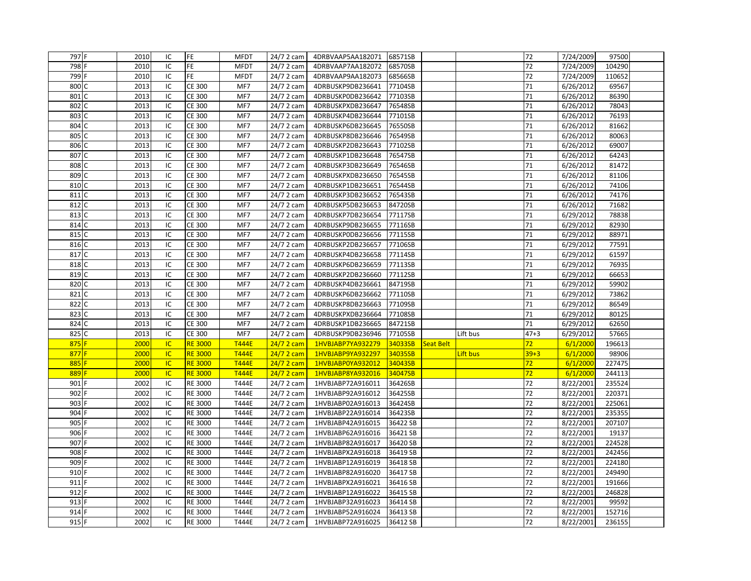| | | | | | | | | | | | | | | |
|---|---|---|---|---|---|---|---|---|---|---|---|---|---|---|
| 797 | F | 2010 | IC | FE | MFDT | 24/7 2 cam | 4DRBVAAP5AA182071 | 68571SB | | | 72 | 7/24/2009 | 97500 | |
| 798 | F | 2010 | IC | FE | MFDT | 24/7 2 cam | 4DRBVAAP7AA182072 | 68570SB | | | 72 | 7/24/2009 | 104290 | |
| 799 | F | 2010 | IC | FE | MFDT | 24/7 2 cam | 4DRBVAAP9AA182073 | 68566SB | | | 72 | 7/24/2009 | 110652 | |
| 800 | C | 2013 | IC | CE 300 | MF7 | 24/7 2 cam | 4DRBUSKP9DB236641 | 77104SB | | | 71 | 6/26/2012 | 69567 | |
| 801 | C | 2013 | IC | CE 300 | MF7 | 24/7 2 cam | 4DRBUSKP0DB236642 | 77103SB | | | 71 | 6/26/2012 | 86390 | |
| 802 | C | 2013 | IC | CE 300 | MF7 | 24/7 2 cam | 4DRBUSKPXDB236647 | 76548SB | | | 71 | 6/26/2012 | 78043 | |
| 803 | C | 2013 | IC | CE 300 | MF7 | 24/7 2 cam | 4DRBUSKP4DB236644 | 77101SB | | | 71 | 6/26/2012 | 76193 | |
| 804 | C | 2013 | IC | CE 300 | MF7 | 24/7 2 cam | 4DRBUSKP6DB236645 | 76550SB | | | 71 | 6/26/2012 | 81662 | |
| 805 | C | 2013 | IC | CE 300 | MF7 | 24/7 2 cam | 4DRBUSKP8DB236646 | 76549SB | | | 71 | 6/26/2012 | 80063 | |
| 806 | C | 2013 | IC | CE 300 | MF7 | 24/7 2 cam | 4DRBUSKP2DB236643 | 77102SB | | | 71 | 6/26/2012 | 69007 | |
| 807 | C | 2013 | IC | CE 300 | MF7 | 24/7 2 cam | 4DRBUSKP1DB236648 | 76547SB | | | 71 | 6/26/2012 | 64243 | |
| 808 | C | 2013 | IC | CE 300 | MF7 | 24/7 2 cam | 4DRBUSKP3DB236649 | 76546SB | | | 71 | 6/26/2012 | 81472 | |
| 809 | C | 2013 | IC | CE 300 | MF7 | 24/7 2 cam | 4DRBUSKPXDB236650 | 76545SB | | | 71 | 6/26/2012 | 81106 | |
| 810 | C | 2013 | IC | CE 300 | MF7 | 24/7 2 cam | 4DRBUSKP1DB236651 | 76544SB | | | 71 | 6/26/2012 | 74106 | |
| 811 | C | 2013 | IC | CE 300 | MF7 | 24/7 2 cam | 4DRBUSKP3DB236652 | 76543SB | | | 71 | 6/26/2012 | 74176 | |
| 812 | C | 2013 | IC | CE 300 | MF7 | 24/7 2 cam | 4DRBUSKP5DB236653 | 84720SB | | | 71 | 6/26/2012 | 71682 | |
| 813 | C | 2013 | IC | CE 300 | MF7 | 24/7 2 cam | 4DRBUSKP7DB236654 | 77117SB | | | 71 | 6/29/2012 | 78838 | |
| 814 | C | 2013 | IC | CE 300 | MF7 | 24/7 2 cam | 4DRBUSKP9DB236655 | 77116SB | | | 71 | 6/29/2012 | 82930 | |
| 815 | C | 2013 | IC | CE 300 | MF7 | 24/7 2 cam | 4DRBUSKP0DB236656 | 77115SB | | | 71 | 6/29/2012 | 88971 | |
| 816 | C | 2013 | IC | CE 300 | MF7 | 24/7 2 cam | 4DRBUSKP2DB236657 | 77106SB | | | 71 | 6/29/2012 | 77591 | |
| 817 | C | 2013 | IC | CE 300 | MF7 | 24/7 2 cam | 4DRBUSKP4DB236658 | 77114SB | | | 71 | 6/29/2012 | 61597 | |
| 818 | C | 2013 | IC | CE 300 | MF7 | 24/7 2 cam | 4DRBUSKP6DB236659 | 77113SB | | | 71 | 6/29/2012 | 76935 | |
| 819 | C | 2013 | IC | CE 300 | MF7 | 24/7 2 cam | 4DRBUSKP2DB236660 | 77112SB | | | 71 | 6/29/2012 | 66653 | |
| 820 | C | 2013 | IC | CE 300 | MF7 | 24/7 2 cam | 4DRBUSKP4DB236661 | 84719SB | | | 71 | 6/29/2012 | 59902 | |
| 821 | C | 2013 | IC | CE 300 | MF7 | 24/7 2 cam | 4DRBUSKP6DB236662 | 77110SB | | | 71 | 6/29/2012 | 73862 | |
| 822 | C | 2013 | IC | CE 300 | MF7 | 24/7 2 cam | 4DRBUSKP8DB236663 | 77109SB | | | 71 | 6/29/2012 | 86549 | |
| 823 | C | 2013 | IC | CE 300 | MF7 | 24/7 2 cam | 4DRBUSKPXDB236664 | 77108SB | | | 71 | 6/29/2012 | 80125 | |
| 824 | C | 2013 | IC | CE 300 | MF7 | 24/7 2 cam | 4DRBUSKP1DB236665 | 84721SB | | | 71 | 6/29/2012 | 62650 | |
| 825 | C | 2013 | IC | CE 300 | MF7 | 24/7 2 cam | 4DRBUSKP9DB236946 | 77105SB | | Lift bus | 47+3 | 6/29/2012 | 57665 | |
| 875 | F | 2000 | IC | RE 3000 | T444E | 24/7 2 cam | 1HVBJABP7YA932279 | 34033SB | Seat Belt | | 72 | 6/1/2000 | 196613 | |
| 877 | F | 2000 | IC | RE 3000 | T444E | 24/7 2 cam | 1HVBJABP9YA932297 | 34035SB | | Lift bus | 39+3 | 6/1/2000 | 98906 | |
| 885 | F | 2000 | IC | RE 3000 | T444E | 24/7 2 cam | 1HVBJABP0YA932012 | 34043SB | | | 72 | 6/1/2000 | 227475 | |
| 889 | F | 2000 | IC | RE 3000 | T444E | 24/7 2 cam | 1HVBJABP8YA932016 | 34047SB | | | 72 | 6/1/2000 | 244113 | |
| 901 | F | 2002 | IC | RE 3000 | T444E | 24/7 2 cam | 1HVBJABP72A916011 | 36426SB | | | 72 | 8/22/2001 | 235524 | |
| 902 | F | 2002 | IC | RE 3000 | T444E | 24/7 2 cam | 1HVBJABP92A916012 | 36425SB | | | 72 | 8/22/2001 | 220371 | |
| 903 | F | 2002 | IC | RE 3000 | T444E | 24/7 2 cam | 1HVBJABP02A916013 | 36424SB | | | 72 | 8/22/2001 | 225061 | |
| 904 | F | 2002 | IC | RE 3000 | T444E | 24/7 2 cam | 1HVBJABP22A916014 | 36423SB | | | 72 | 8/22/2001 | 235355 | |
| 905 | F | 2002 | IC | RE 3000 | T444E | 24/7 2 cam | 1HVBJABP42A916015 | 36422 SB | | | 72 | 8/22/2001 | 207107 | |
| 906 | F | 2002 | IC | RE 3000 | T444E | 24/7 2 cam | 1HVBJABP62A916016 | 36421 SB | | | 72 | 8/22/2001 | 19137 | |
| 907 | F | 2002 | IC | RE 3000 | T444E | 24/7 2 cam | 1HVBJABP82A916017 | 36420 SB | | | 72 | 8/22/2001 | 224528 | |
| 908 | F | 2002 | IC | RE 3000 | T444E | 24/7 2 cam | 1HVBJABPX2A916018 | 36419 SB | | | 72 | 8/22/2001 | 242456 | |
| 909 | F | 2002 | IC | RE 3000 | T444E | 24/7 2 cam | 1HVBJABP12A916019 | 36418 SB | | | 72 | 8/22/2001 | 224180 | |
| 910 | F | 2002 | IC | RE 3000 | T444E | 24/7 2 cam | 1HVBJABP82A916020 | 36417 SB | | | 72 | 8/22/2001 | 249490 | |
| 911 | F | 2002 | IC | RE 3000 | T444E | 24/7 2 cam | 1HVBJABPX2A916021 | 36416 SB | | | 72 | 8/22/2001 | 191666 | |
| 912 | F | 2002 | IC | RE 3000 | T444E | 24/7 2 cam | 1HVBJABP12A916022 | 36415 SB | | | 72 | 8/22/2001 | 246828 | |
| 913 | F | 2002 | IC | RE 3000 | T444E | 24/7 2 cam | 1HVBJABP32A916023 | 36414 SB | | | 72 | 8/22/2001 | 99592 | |
| 914 | F | 2002 | IC | RE 3000 | T444E | 24/7 2 cam | 1HVBJABP52A916024 | 36413 SB | | | 72 | 8/22/2001 | 152716 | |
| 915 | F | 2002 | IC | RE 3000 | T444E | 24/7 2 cam | 1HVBJABP72A916025 | 36412 SB | | | 72 | 8/22/2001 | 236155 | |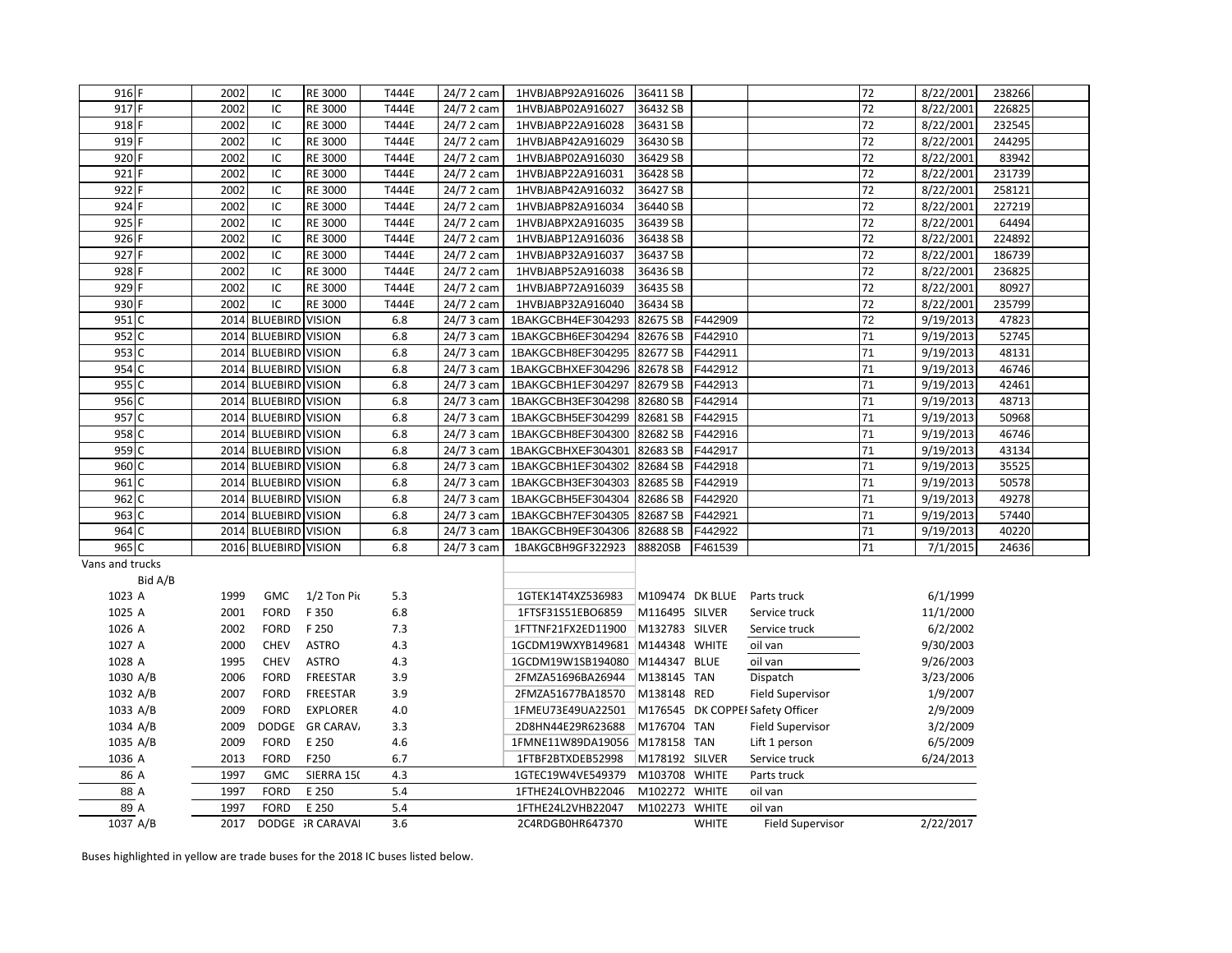| | | | | | | | | | | | | | | | |
|---|---|---|---|---|---|---|---|---|---|---|---|---|---|---|---|
| 916 | F | 2002 | IC | RE 3000 | T444E | 24/7 2 cam | 1HVBJABP92A916026 | 36411 SB | | | 72 | 8/22/2001 | 238266 | |
| 917 | F | 2002 | IC | RE 3000 | T444E | 24/7 2 cam | 1HVBJABP02A916027 | 36432 SB | | | 72 | 8/22/2001 | 226825 | |
| 918 | F | 2002 | IC | RE 3000 | T444E | 24/7 2 cam | 1HVBJABP22A916028 | 36431 SB | | | 72 | 8/22/2001 | 232545 | |
| 919 | F | 2002 | IC | RE 3000 | T444E | 24/7 2 cam | 1HVBJABP42A916029 | 36430 SB | | | 72 | 8/22/2001 | 244295 | |
| 920 | F | 2002 | IC | RE 3000 | T444E | 24/7 2 cam | 1HVBJABP02A916030 | 36429 SB | | | 72 | 8/22/2001 | 83942 | |
| 921 | F | 2002 | IC | RE 3000 | T444E | 24/7 2 cam | 1HVBJABP22A916031 | 36428 SB | | | 72 | 8/22/2001 | 231739 | |
| 922 | F | 2002 | IC | RE 3000 | T444E | 24/7 2 cam | 1HVBJABP42A916032 | 36427 SB | | | 72 | 8/22/2001 | 258121 | |
| 924 | F | 2002 | IC | RE 3000 | T444E | 24/7 2 cam | 1HVBJABP82A916034 | 36440 SB | | | 72 | 8/22/2001 | 227219 | |
| 925 | F | 2002 | IC | RE 3000 | T444E | 24/7 2 cam | 1HVBJABPX2A916035 | 36439 SB | | | 72 | 8/22/2001 | 64494 | |
| 926 | F | 2002 | IC | RE 3000 | T444E | 24/7 2 cam | 1HVBJABP12A916036 | 36438 SB | | | 72 | 8/22/2001 | 224892 | |
| 927 | F | 2002 | IC | RE 3000 | T444E | 24/7 2 cam | 1HVBJABP32A916037 | 36437 SB | | | 72 | 8/22/2001 | 186739 | |
| 928 | F | 2002 | IC | RE 3000 | T444E | 24/7 2 cam | 1HVBJABP52A916038 | 36436 SB | | | 72 | 8/22/2001 | 236825 | |
| 929 | F | 2002 | IC | RE 3000 | T444E | 24/7 2 cam | 1HVBJABP72A916039 | 36435 SB | | | 72 | 8/22/2001 | 80927 | |
| 930 | F | 2002 | IC | RE 3000 | T444E | 24/7 2 cam | 1HVBJABP32A916040 | 36434 SB | | | 72 | 8/22/2001 | 235799 | |
| 951 | C | 2014 | BLUEBIRD | VISION | 6.8 | 24/7 3 cam | 1BAKGCBH4EF304293 | 82675 SB | F442909 | | 72 | 9/19/2013 | 47823 | |
| 952 | C | 2014 | BLUEBIRD | VISION | 6.8 | 24/7 3 cam | 1BAKGCBH6EF304294 | 82676 SB | F442910 | | 71 | 9/19/2013 | 52745 | |
| 953 | C | 2014 | BLUEBIRD | VISION | 6.8 | 24/7 3 cam | 1BAKGCBH8EF304295 | 82677 SB | F442911 | | 71 | 9/19/2013 | 48131 | |
| 954 | C | 2014 | BLUEBIRD | VISION | 6.8 | 24/7 3 cam | 1BAKGCBHXEF304296 | 82678 SB | F442912 | | 71 | 9/19/2013 | 46746 | |
| 955 | C | 2014 | BLUEBIRD | VISION | 6.8 | 24/7 3 cam | 1BAKGCBH1EF304297 | 82679 SB | F442913 | | 71 | 9/19/2013 | 42461 | |
| 956 | C | 2014 | BLUEBIRD | VISION | 6.8 | 24/7 3 cam | 1BAKGCBH3EF304298 | 82680 SB | F442914 | | 71 | 9/19/2013 | 48713 | |
| 957 | C | 2014 | BLUEBIRD | VISION | 6.8 | 24/7 3 cam | 1BAKGCBH5EF304299 | 82681 SB | F442915 | | 71 | 9/19/2013 | 50968 | |
| 958 | C | 2014 | BLUEBIRD | VISION | 6.8 | 24/7 3 cam | 1BAKGCBH8EF304300 | 82682 SB | F442916 | | 71 | 9/19/2013 | 46746 | |
| 959 | C | 2014 | BLUEBIRD | VISION | 6.8 | 24/7 3 cam | 1BAKGCBHXEF304301 | 82683 SB | F442917 | | 71 | 9/19/2013 | 43134 | |
| 960 | C | 2014 | BLUEBIRD | VISION | 6.8 | 24/7 3 cam | 1BAKGCBH1EF304302 | 82684 SB | F442918 | | 71 | 9/19/2013 | 35525 | |
| 961 | C | 2014 | BLUEBIRD | VISION | 6.8 | 24/7 3 cam | 1BAKGCBH3EF304303 | 82685 SB | F442919 | | 71 | 9/19/2013 | 50578 | |
| 962 | C | 2014 | BLUEBIRD | VISION | 6.8 | 24/7 3 cam | 1BAKGCBH5EF304304 | 82686 SB | F442920 | | 71 | 9/19/2013 | 49278 | |
| 963 | C | 2014 | BLUEBIRD | VISION | 6.8 | 24/7 3 cam | 1BAKGCBH7EF304305 | 82687 SB | F442921 | | 71 | 9/19/2013 | 57440 | |
| 964 | C | 2014 | BLUEBIRD | VISION | 6.8 | 24/7 3 cam | 1BAKGCBH9EF304306 | 82688 SB | F442922 | | 71 | 9/19/2013 | 40220 | |
| 965 | C | 2016 | BLUEBIRD | VISION | 6.8 | 24/7 3 cam | 1BAKGCBH9GF322923 | 88820SB | F461539 | | 71 | 7/1/2015 | 24636 | |
| Vans and trucks | | | | | | | | | | | | | | |
| | Bid A/B | | | | | | | | | | | | | |
| 1023 | A | 1999 | GMC | 1/2 Ton Pic | 5.3 | | 1GTEK14T4XZ536983 | M109474 | DK BLUE | Parts truck | | 6/1/1999 | | |
| 1025 | A | 2001 | FORD | F 350 | 6.8 | | 1FTSF31S51EBO6859 | M116495 | SILVER | Service truck | | 11/1/2000 | | |
| 1026 | A | 2002 | FORD | F 250 | 7.3 | | 1FTTNF21FX2ED11900 | M132783 | SILVER | Service truck | | 6/2/2002 | | |
| 1027 | A | 2000 | CHEV | ASTRO | 4.3 | | 1GCDM19WXYB149681 | M144348 | WHITE | oil van | | 9/30/2003 | | |
| 1028 | A | 1995 | CHEV | ASTRO | 4.3 | | 1GCDM19W1SB194080 | M144347 | BLUE | oil van | | 9/26/2003 | | |
| 1030 | A/B | 2006 | FORD | FREESTAR | 3.9 | | 2FMZA51696BA26944 | M138145 | TAN | Dispatch | | 3/23/2006 | | |
| 1032 | A/B | 2007 | FORD | FREESTAR | 3.9 | | 2FMZA51677BA18570 | M138148 | RED | Field Supervisor | | 1/9/2007 | | |
| 1033 | A/B | 2009 | FORD | EXPLORER | 4.0 | | 1FMEU73E49UA22501 | M176545 | DK COPPEI | Safety Officer | | 2/9/2009 | | |
| 1034 | A/B | 2009 | DODGE | GR CARAV/ | 3.3 | | 2D8HN44E29R623688 | M176704 | TAN | Field Supervisor | | 3/2/2009 | | |
| 1035 | A/B | 2009 | FORD | E 250 | 4.6 | | 1FMNE11W89DA19056 | M178158 | TAN | Lift 1 person | | 6/5/2009 | | |
| 1036 | A | 2013 | FORD | F250 | 6.7 | | 1FTBF2BTXDEB52998 | M178192 | SILVER | Service truck | | 6/24/2013 | | |
| 86 | A | 1997 | GMC | SIERRA 15( | 4.3 | | 1GTEC19W4VE549379 | M103708 | WHITE | Parts truck | | | | |
| 88 | A | 1997 | FORD | E 250 | 5.4 | | 1FTHE24LOVHB22046 | M102272 | WHITE | oil van | | | | |
| 89 | A | 1997 | FORD | E 250 | 5.4 | | 1FTHE24L2VHB22047 | M102273 | WHITE | oil van | | | | |
| 1037 | A/B | 2017 | DODGE | GR CARAVAI | 3.6 | | 2C4RDGB0HR647370 | | WHITE | Field Supervisor | | 2/22/2017 | | |

Buses highlighted in yellow are trade buses for the 2018 IC buses listed below.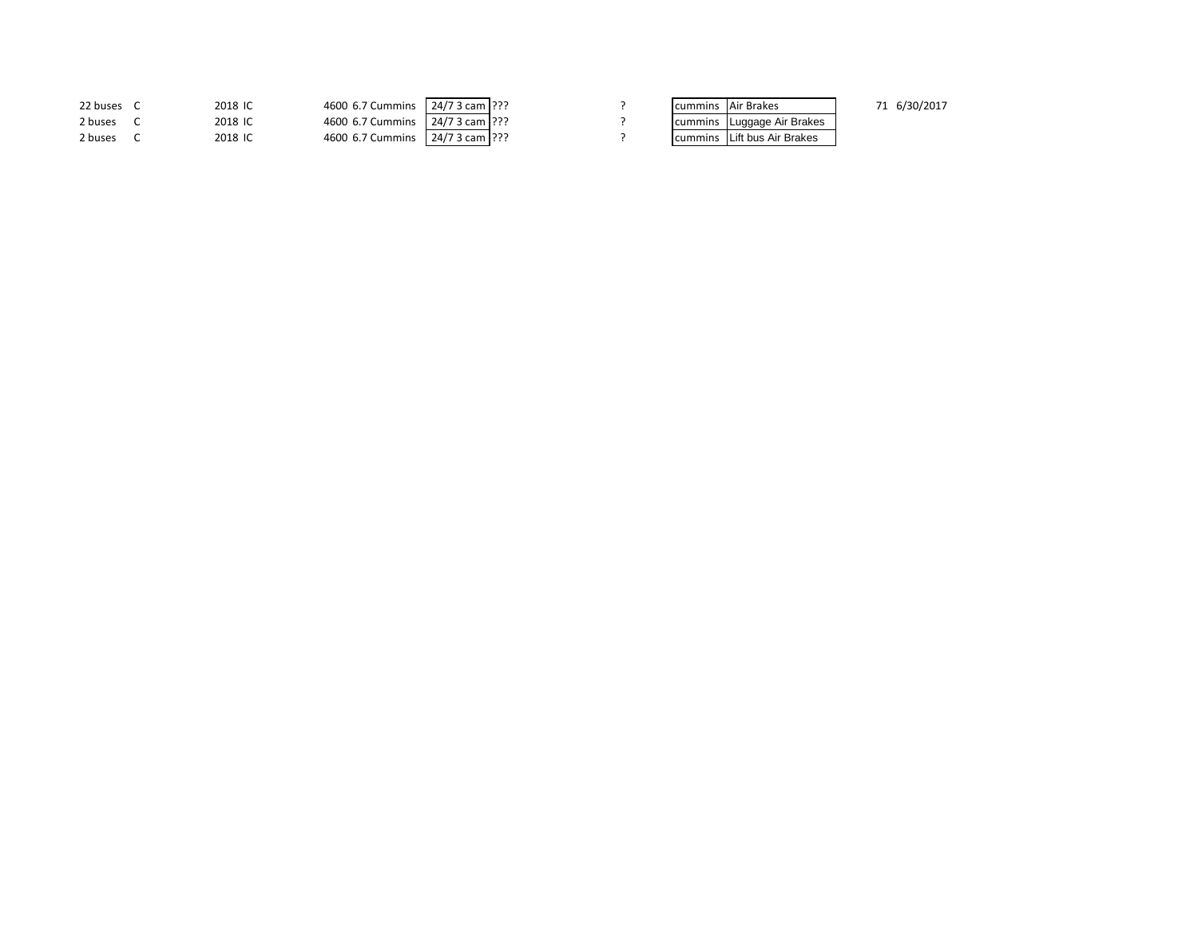| | | | | | | | | | | | | |
|---|---|---|---|---|---|---|---|---|---|---|---|---|
| 22 buses | C | 2018 | IC | 4600 | 6.7 Cummins | 24/7 3 cam | ??? | ? | cummins | Air Brakes | 71 | 6/30/2017 |
| 2 buses | C | 2018 | IC | 4600 | 6.7 Cummins | 24/7 3 cam | ??? | ? | cummins | Luggage Air Brakes | | |
| 2 buses | C | 2018 | IC | 4600 | 6.7 Cummins | 24/7 3 cam | ??? | ? | cummins | Lift bus Air Brakes | | |